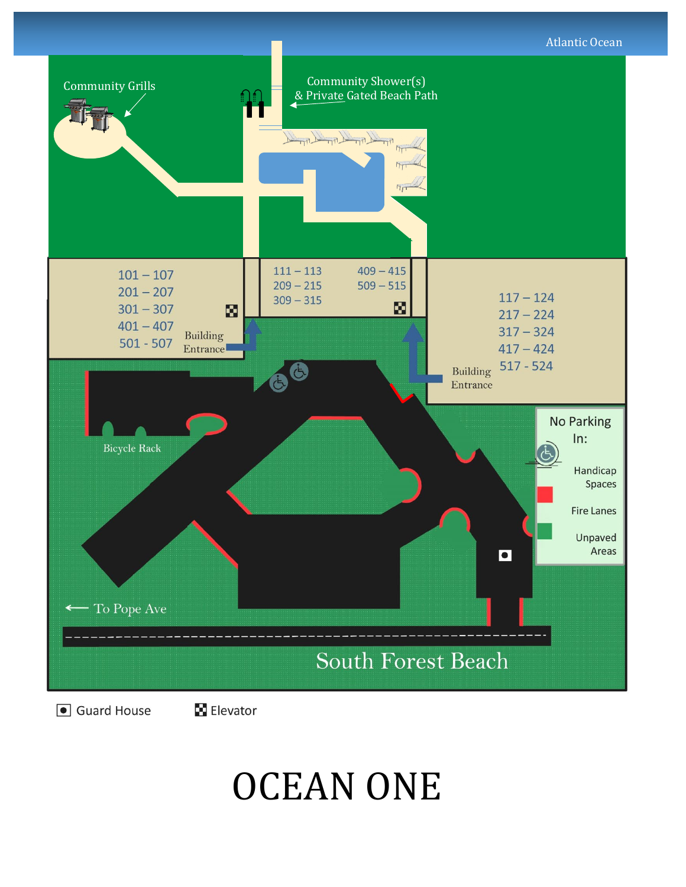Atlantic Ocean

Community Grills

Community Shower(s) & Private Gated Beach Path

101 – 107
201 – 207
301 – 307
401 – 407
501 - 507

Building Entrance

111 – 113
209 – 215
309 – 315

409 – 415
509 – 515

117 – 124
217 – 224
317 – 324
417 – 424
517 - 524

Building Entrance

No Parking In:

Handicap Spaces

Fire Lanes

Unpaved Areas

Bicycle Rack

← To Pope Ave

South Forest Beach

Guard House

Elevator

# OCEAN ONE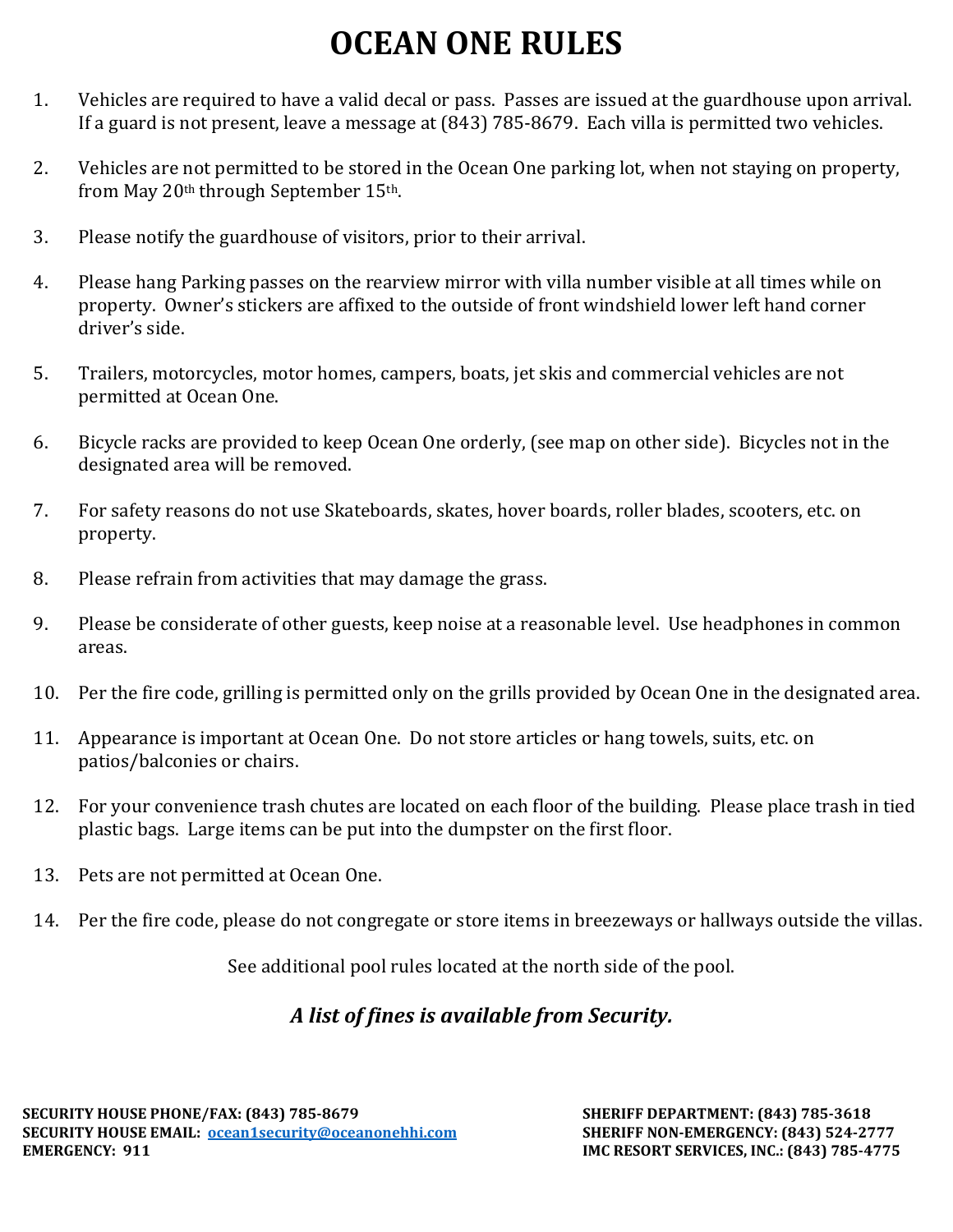# OCEAN ONE RULES

1. Vehicles are required to have a valid decal or pass. Passes are issued at the guardhouse upon arrival. If a guard is not present, leave a message at (843) 785-8679. Each villa is permitted two vehicles.

2. Vehicles are not permitted to be stored in the Ocean One parking lot, when not staying on property, from May 20th through September 15th.

3. Please notify the guardhouse of visitors, prior to their arrival.

4. Please hang Parking passes on the rearview mirror with villa number visible at all times while on property. Owner's stickers are affixed to the outside of front windshield lower left hand corner driver's side.

5. Trailers, motorcycles, motor homes, campers, boats, jet skis and commercial vehicles are not permitted at Ocean One.

6. Bicycle racks are provided to keep Ocean One orderly, (see map on other side). Bicycles not in the designated area will be removed.

7. For safety reasons do not use Skateboards, skates, hover boards, roller blades, scooters, etc. on property.

8. Please refrain from activities that may damage the grass.

9. Please be considerate of other guests, keep noise at a reasonable level. Use headphones in common areas.

10. Per the fire code, grilling is permitted only on the grills provided by Ocean One in the designated area.

11. Appearance is important at Ocean One. Do not store articles or hang towels, suits, etc. on patios/balconies or chairs.

12. For your convenience trash chutes are located on each floor of the building. Please place trash in tied plastic bags. Large items can be put into the dumpster on the first floor.

13. Pets are not permitted at Ocean One.

14. Per the fire code, please do not congregate or store items in breezeways or hallways outside the villas.

See additional pool rules located at the north side of the pool.

***A list of fines is available from Security.***

**SECURITY HOUSE PHONE/FAX: (843) 785-8679**
**SECURITY HOUSE EMAIL: ocean1security@oceanonehhi.com**
**EMERGENCY: 911**

**SHERIFF DEPARTMENT: (843) 785-3618**
**SHERIFF NON-EMERGENCY: (843) 524-2777**
**IMC RESORT SERVICES, INC.: (843) 785-4775**